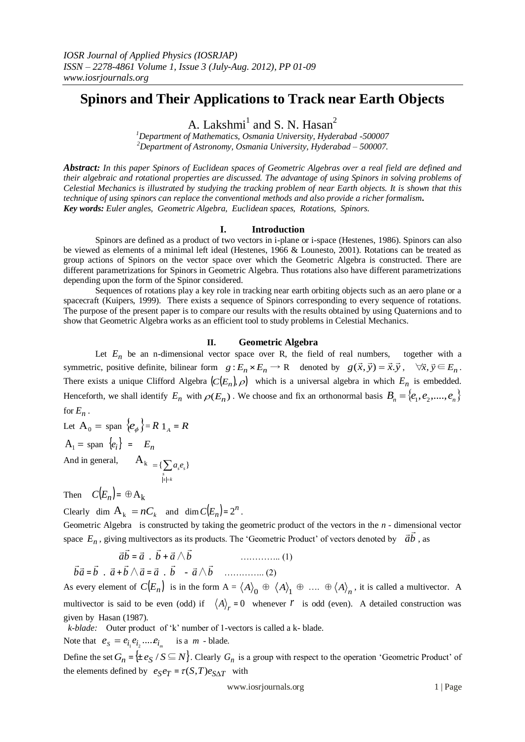# Spinors and Their Applications to Track near Earth Objects

A. Lakshmi[1] and S. N. Hasan[2]

[1]*Department of Mathematics, Osmania University, Hyderabad -500007*
[2]*Department of Astronomy, Osmania University, Hyderabad – 500007.*

***Abstract:*** *In this paper Spinors of Euclidean spaces of Geometric Algebras over a real field are defined and their algebraic and rotational properties are discussed. The advantage of using Spinors in solving problems of Celestial Mechanics is illustrated by studying the tracking problem of near Earth objects. It is shown that this technique of using spinors can replace the conventional methods and also provide a richer formalism.*
***Key words:*** *Euler angles, Geometric Algebra, Euclidean spaces, Rotations, Spinors.*

## I. Introduction

Spinors are defined as a product of two vectors in i-plane or i-space (Hestenes, 1986). Spinors can also be viewed as elements of a minimal left ideal (Hestenes, 1966 & Lounesto, 2001). Rotations can be treated as group actions of Spinors on the vector space over which the Geometric Algebra is constructed. There are different parametrizations for Spinors in Geometric Algebra. Thus rotations also have different parametrizations depending upon the form of the Spinor considered.

Sequences of rotations play a key role in tracking near earth orbiting objects such as an aero plane or a spacecraft (Kuipers, 1999). There exists a sequence of Spinors corresponding to every sequence of rotations. The purpose of the present paper is to compare our results with the results obtained by using Quaternions and to show that Geometric Algebra works as an efficient tool to study problems in Celestial Mechanics.

## II. Geometric Algebra

Let $E_n$ be an n-dimensional vector space over R, the field of real numbers, together with a symmetric, positive definite, bilinear form $g : E_n \times E_n \to \mathrm{R}$ denoted by $g(\vec{x}, \vec{y}) = \vec{x}.\vec{y}$, $\forall \vec{x}, \vec{y} \in E_n$. There exists a unique Clifford Algebra $(C(E_n), \rho)$ which is a universal algebra in which $E_n$ is embedded. Henceforth, we shall identify $E_n$ with $\rho(E_n)$. We choose and fix an orthonormal basis $B_n = \{e_1, e_2, ...., e_n\}$ for $E_n$.

Let $\mathrm{A}_0 =$ span $\{e_\phi\} = R\, 1_A = R$

$\mathrm{A}_1 =$ span $\{e_i\}$ = $E_n$

And in general, $\mathrm{A}_k = \{\sum_{\substack{s \\ |s|=k}} a_s e_s\}$

Then $C(E_n) = \oplus \mathrm{A}_k$

Clearly $\dim \mathrm{A}_k = nC_k$ and $\dim C(E_n) = 2^n$.

Geometric Algebra is constructed by taking the geometric product of the vectors in the *n* - dimensional vector space $E_n$, giving multivectors as its products. The 'Geometric Product' of vectors denoted by $\vec{a}\vec{b}$, as

$$\vec{a}\vec{b} = \vec{a}\ .\ \vec{b} + \vec{a} \wedge \vec{b} \qquad \text{………….. (1)}$$

$$\vec{b}\vec{a} = \vec{b}\ .\ \vec{a} + \vec{b} \wedge \vec{a} = \vec{a}\ .\ \vec{b}\ - \vec{a} \wedge \vec{b} \qquad \text{………….. (2)}$$

As every element of $C(E_n)$ is in the form A = $\langle A\rangle_0 \oplus \langle A\rangle_1 \oplus \ ....\ \oplus \langle A\rangle_n$, it is called a multivector. A multivector is said to be even (odd) if $\langle A\rangle_r = 0$ whenever $r$ is odd (even). A detailed construction was given by Hasan (1987).

*k-blade:* Outer product of 'k' number of 1-vectors is called a k- blade.

Note that $e_S = e_{i_1} e_{i_2} .... e_{i_m}$ is a $m$ - blade.

Define the set $G_n = \{\pm e_S \,/\, S \subseteq N\}$. Clearly $G_n$ is a group with respect to the operation 'Geometric Product' of the elements defined by $e_S e_T = \tau(S,T) e_{S\Delta T}$ with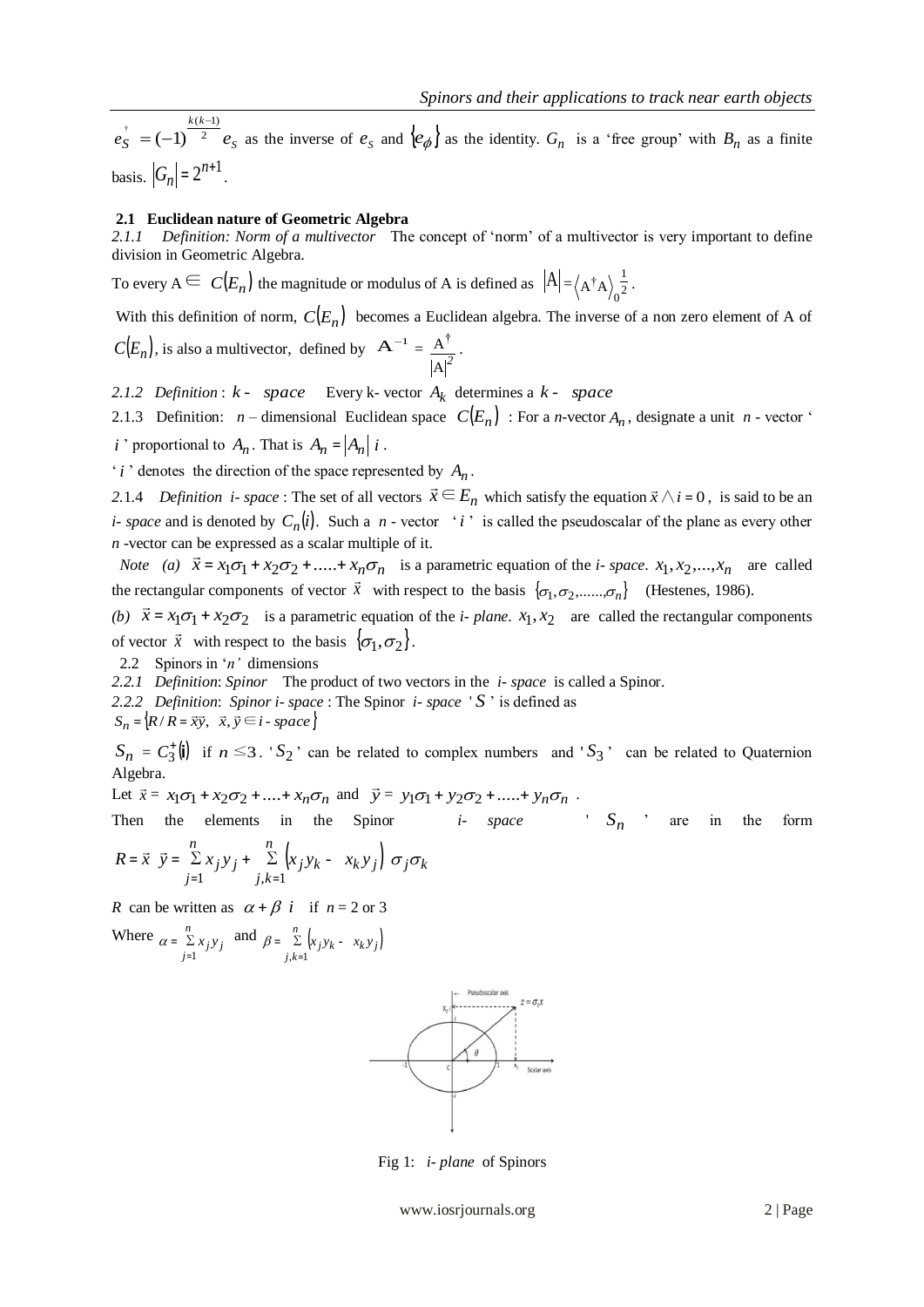$e_S^{\dagger} = (-1)^{\frac{k(k-1)}{2}} e_S$ as the inverse of $e_S$ and $\{e_\phi\}$ as the identity. $G_n$ is a 'free group' with $B_n$ as a finite basis. $|G_n| = 2^{n+1}$.

### 2.1 Euclidean nature of Geometric Algebra

*2.1.1 Definition: Norm of a multivector* The concept of 'norm' of a multivector is very important to define division in Geometric Algebra.

To every $A \in C(E_n)$ the magnitude or modulus of A is defined as $|A| = \langle A^{\dagger} A \rangle_0^{\frac{1}{2}}$.

With this definition of norm, $C(E_n)$ becomes a Euclidean algebra. The inverse of a non zero element of A of $C(E_n)$, is also a multivector, defined by $A^{-1} = \frac{A^{\dagger}}{|A|^2}$.

*2.1.2 Definition* : $k$ - *space* Every k- vector $A_k$ determines a $k$ - *space*

2.1.3 Definition: $n$ – dimensional Euclidean space $C(E_n)$ : For a *n*-vector $A_n$, designate a unit $n$ - vector '$i$' proportional to $A_n$. That is $A_n = |A_n|\, i$.

'$i$' denotes the direction of the space represented by $A_n$.

*2.1.4 Definition i- space* : The set of all vectors $\vec{x} \in E_n$ which satisfy the equation $\vec{x} \wedge i = 0$, is said to be an *i- space* and is denoted by $C_n(i)$. Such a $n$ - vector '$i$' is called the pseudoscalar of the plane as every other *n* -vector can be expressed as a scalar multiple of it.

*Note (a)* $\vec{x} = x_1\sigma_1 + x_2\sigma_2 + \ldots + x_n\sigma_n$ is a parametric equation of the *i- space*. $x_1, x_2, \ldots, x_n$ are called the rectangular components of vector $\vec{x}$ with respect to the basis $\{\sigma_1, \sigma_2, \ldots, \sigma_n\}$ (Hestenes, 1986).

*(b)* $\vec{x} = x_1\sigma_1 + x_2\sigma_2$ is a parametric equation of the *i- plane*. $x_1, x_2$ are called the rectangular components of vector $\vec{x}$ with respect to the basis $\{\sigma_1, \sigma_2\}$.

### 2.2 Spinors in '*n*' dimensions

*2.2.1 Definition*: *Spinor* The product of two vectors in the *i- space* is called a Spinor.

*2.2.2 Definition*: *Spinor i- space* : The Spinor *i- space* '$S$' is defined as

$S_n = \{R \,/\, R = \vec{x}\vec{y},\ \ \vec{x}, \vec{y} \in i\text{ - space}\}$

$S_n = C_3^{+}(i)$ if $n \leq 3$. '$S_2$' can be related to complex numbers and '$S_3$' can be related to Quaternion Algebra.

Let $\vec{x} = x_1\sigma_1 + x_2\sigma_2 + \ldots + x_n\sigma_n$ and $\vec{y} = y_1\sigma_1 + y_2\sigma_2 + \ldots + y_n\sigma_n$.

Then the elements in the Spinor *i- space* '$S_n$' are in the form

$$R = \vec{x}\ \vec{y} = \sum_{j=1}^{n} x_j y_j + \sum_{j,k=1}^{n} \left(x_j y_k - x_k y_j\right) \sigma_j \sigma_k$$

$R$ can be written as $\alpha + \beta\ i$ if $n = 2$ or 3

Where $\alpha = \sum_{j=1}^{n} x_j y_j$ and $\beta = \sum_{j,k=1}^{n} \left(x_j y_k - x_k y_j\right)$

Fig 1: *i- plane* of Spinors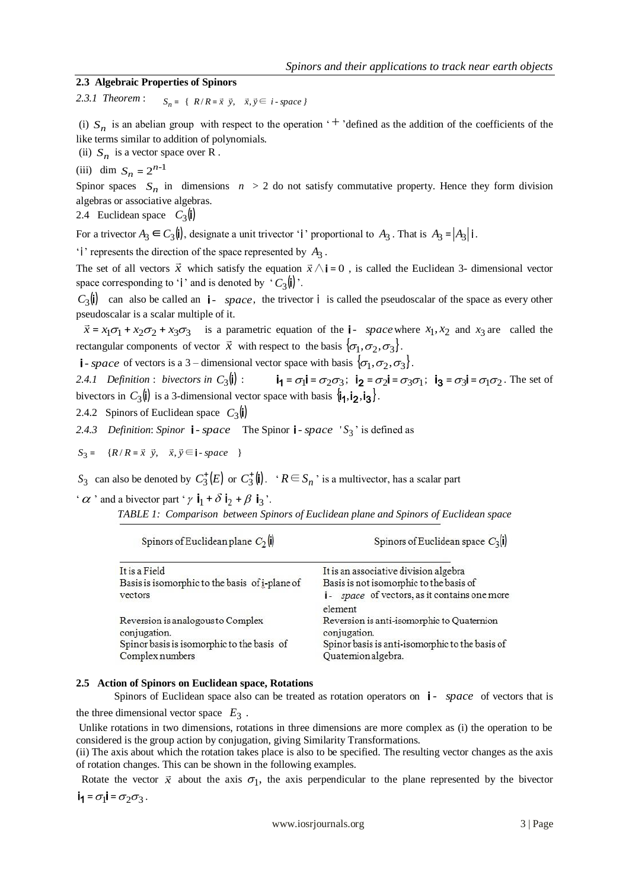### 2.3 Algebraic Properties of Spinors

*2.3.1 Theorem* : $S_n = \{ R / R = \vec{x}\ \vec{y},\quad \vec{x}, \vec{y} \in\ i\text{ - space} \}$

(i) $S_n$ is an abelian group with respect to the operation '$+$' defined as the addition of the coefficients of the like terms similar to addition of polynomials.

(ii) $S_n$ is a vector space over R .

(iii) dim $S_n = 2^{n-1}$

Spinor spaces $S_n$ in dimensions $n > 2$ do not satisfy commutative property. Hence they form division algebras or associative algebras.

2.4 Euclidean space $C_3(\mathbf{i})$

For a trivector $A_3 \in C_3(\mathbf{i})$, designate a unit trivector '$\mathbf{i}$' proportional to $A_3$. That is $A_3 = |A_3|\,\mathbf{i}$.

'$\mathbf{i}$' represents the direction of the space represented by $A_3$.

The set of all vectors $\vec{x}$ which satisfy the equation $\vec{x} \wedge \mathbf{i} = 0$ , is called the Euclidean 3- dimensional vector space corresponding to '$\mathbf{i}$' and is denoted by '$C_3(\mathbf{i})$'.

$C_3(\mathbf{i})$ can also be called an $\mathbf{i}$ - *space*, the trivector $\mathbf{i}$ is called the pseudoscalar of the space as every other pseudoscalar is a scalar multiple of it.

$\vec{x} = x_1\sigma_1 + x_2\sigma_2 + x_3\sigma_3$ is a parametric equation of the $\mathbf{i}$ - *space* where $x_1, x_2$ and $x_3$ are called the rectangular components of vector $\vec{x}$ with respect to the basis $\{\sigma_1, \sigma_2, \sigma_3\}$.

$\mathbf{i}$ - *space* of vectors is a 3 – dimensional vector space with basis $\{\sigma_1, \sigma_2, \sigma_3\}$.

*2.4.1 Definition* : *bivectors in* $C_3(\mathbf{i})$ : $\mathbf{i_1} = \sigma_1\mathbf{i} = \sigma_2\sigma_3$; $\mathbf{i_2} = \sigma_2\mathbf{i} = \sigma_3\sigma_1$; $\mathbf{i_3} = \sigma_3\mathbf{i} = \sigma_1\sigma_2$. The set of bivectors in $C_3(\mathbf{i})$ is a 3-dimensional vector space with basis $\{\mathbf{i_1}, \mathbf{i_2}, \mathbf{i_3}\}$.

2.4.2 Spinors of Euclidean space $C_3(\mathbf{i})$

*2.4.3 Definition*: *Spinor* $\mathbf{i}$ - *space* The Spinor $\mathbf{i}$ - *space* '$S_3$' is defined as

$S_3 = \{ R / R = \vec{x}\ \vec{y},\quad \vec{x}, \vec{y} \in \mathbf{i}\text{ - space} \}$

$S_3$ can also be denoted by $C_3^+(E)$ or $C_3^+(\mathbf{i})$. '$R \in S_n$' is a multivector, has a scalar part '$\alpha$' and a bivector part '$\gamma\ \mathbf{i}_1 + \delta\ \mathbf{i}_2 + \beta\ \mathbf{i}_3$'.

*TABLE 1: Comparison between Spinors of Euclidean plane and Spinors of Euclidean space*

| Spinors of Euclidean plane $C_2(\mathbf{i})$ | Spinors of Euclidean space $C_3(\mathbf{i})$ |
|---|---|
| It is a Field | It is an associative division algebra |
| Basis is isomorphic to the basis of i-plane of vectors | Basis is not isomorphic to the basis of $\mathbf{i}$ - *space* of vectors, as it contains one more element |
| Reversion is analogous to Complex conjugation. | Reversion is anti-isomorphic to Quaternion conjugation. |
| Spinor basis is isomorphic to the basis of Complex numbers | Spinor basis is anti-isomorphic to the basis of Quaternion algebra. |

### 2.5 Action of Spinors on Euclidean space, Rotations

Spinors of Euclidean space also can be treated as rotation operators on $\mathbf{i}$ - *space* of vectors that is the three dimensional vector space $E_3$ .

Unlike rotations in two dimensions, rotations in three dimensions are more complex as (i) the operation to be considered is the group action by conjugation, giving Similarity Transformations.

(ii) The axis about which the rotation takes place is also to be specified. The resulting vector changes as the axis of rotation changes. This can be shown in the following examples.

Rotate the vector $\vec{x}$ about the axis $\sigma_1$, the axis perpendicular to the plane represented by the bivector $\mathbf{i_1} = \sigma_1\mathbf{i} = \sigma_2\sigma_3$.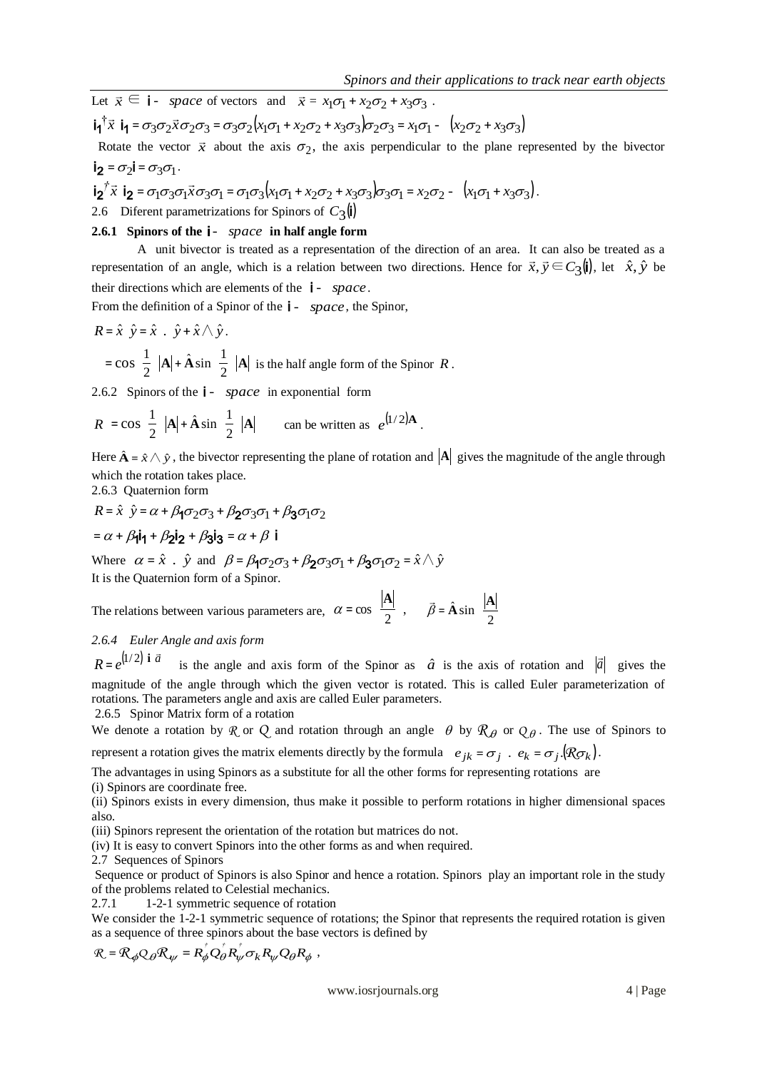Let $\vec{x} \in \mathbf{i}$ - *space* of vectors and $\vec{x} = x_1\sigma_1 + x_2\sigma_2 + x_3\sigma_3$ .

$$\mathbf{i_1}^{\dagger}\vec{x}\ \mathbf{i_1} = \sigma_3\sigma_2\vec{x}\sigma_2\sigma_3 = \sigma_3\sigma_2(x_1\sigma_1 + x_2\sigma_2 + x_3\sigma_3)\sigma_2\sigma_3 = x_1\sigma_1 - (x_2\sigma_2 + x_3\sigma_3)$$

Rotate the vector $\vec{x}$ about the axis $\sigma_2$, the axis perpendicular to the plane represented by the bivector $\mathbf{i_2} = \sigma_2\mathbf{i} = \sigma_3\sigma_1$.

$$\mathbf{i_2}^{\dagger}\vec{x}\ \mathbf{i_2} = \sigma_1\sigma_3\sigma_1\vec{x}\sigma_3\sigma_1 = \sigma_1\sigma_3(x_1\sigma_1 + x_2\sigma_2 + x_3\sigma_3)\sigma_3\sigma_1 = x_2\sigma_2 - (x_1\sigma_1 + x_3\sigma_3).$$

2.6 Diferent parametrizations for Spinors of $C_3(\mathbf{i})$

**2.6.1 Spinors of the i - *space* in half angle form**

A unit bivector is treated as a representation of the direction of an area. It can also be treated as a representation of an angle, which is a relation between two directions. Hence for $\vec{x}, \vec{y} \in C_3(\mathbf{i})$, let $\hat{x}, \hat{y}$ be their directions which are elements of the $\mathbf{i}$ - *space*.

From the definition of a Spinor of the $\mathbf{i}$ - *space*, the Spinor,

$$R = \hat{x}\ \hat{y} = \hat{x}\ .\ \hat{y} + \hat{x} \wedge \hat{y}.$$

$= \cos\ \frac{1}{2}\ |\mathbf{A}| + \hat{\mathbf{A}}\sin\ \frac{1}{2}\ |\mathbf{A}|$ is the half angle form of the Spinor $R$.

2.6.2 Spinors of the i - *space* in exponential form

$R = \cos\ \frac{1}{2}\ |\mathbf{A}| + \hat{\mathbf{A}}\sin\ \frac{1}{2}\ |\mathbf{A}|$ can be written as $e^{(1/2)\mathbf{A}}$.

Here $\hat{\mathbf{A}} = \hat{x} \wedge \hat{y}$, the bivector representing the plane of rotation and $|\mathbf{A}|$ gives the magnitude of the angle through which the rotation takes place.

2.6.3 Quaternion form

$$R = \hat{x}\ \hat{y} = \alpha + \beta_1\sigma_2\sigma_3 + \beta_2\sigma_3\sigma_1 + \beta_3\sigma_1\sigma_2$$

$$= \alpha + \beta_1\mathbf{i_1} + \beta_2\mathbf{i_2} + \beta_3\mathbf{i_3} = \alpha + \beta\ \mathbf{i}$$

Where $\alpha = \hat{x}\ .\ \hat{y}$ and $\beta = \beta_1\sigma_2\sigma_3 + \beta_2\sigma_3\sigma_1 + \beta_3\sigma_1\sigma_2 = \hat{x} \wedge \hat{y}$

It is the Quaternion form of a Spinor.

The relations between various parameters are, $\alpha = \cos\ \frac{|\mathbf{A}|}{2}$ , $\vec{\beta} = \hat{\mathbf{A}}\sin\ \frac{|\mathbf{A}|}{2}$

*2.6.4 Euler Angle and axis form*

$R = e^{(1/2)\ \mathbf{i}\ \vec{a}}$ is the angle and axis form of the Spinor as $\hat{a}$ is the axis of rotation and $|\vec{a}|$ gives the magnitude of the angle through which the given vector is rotated. This is called Euler parameterization of rotations. The parameters angle and axis are called Euler parameters.

2.6.5 Spinor Matrix form of a rotation

We denote a rotation by $\mathcal{R}$ or $\mathcal{Q}$ and rotation through an angle $\theta$ by $\mathcal{R}_\theta$ or $\mathcal{Q}_\theta$. The use of Spinors to represent a rotation gives the matrix elements directly by the formula $e_{jk} = \sigma_j\ .\ e_k = \sigma_j.(\mathcal{R}\sigma_k)$.

The advantages in using Spinors as a substitute for all the other forms for representing rotations are

(i) Spinors are coordinate free.

(ii) Spinors exists in every dimension, thus make it possible to perform rotations in higher dimensional spaces also.

(iii) Spinors represent the orientation of the rotation but matrices do not.

(iv) It is easy to convert Spinors into the other forms as and when required.

2.7 Sequences of Spinors

Sequence or product of Spinors is also Spinor and hence a rotation. Spinors play an important role in the study of the problems related to Celestial mechanics.

2.7.1 1-2-1 symmetric sequence of rotation

We consider the 1-2-1 symmetric sequence of rotations; the Spinor that represents the required rotation is given as a sequence of three spinors about the base vectors is defined by

$$\mathcal{R} = \mathcal{R}_\phi\mathcal{Q}_\theta\mathcal{R}_\psi = R_\phi^{\dagger}Q_\theta^{\dagger}R_\psi^{\dagger}\sigma_k R_\psi Q_\theta R_\phi\ ,$$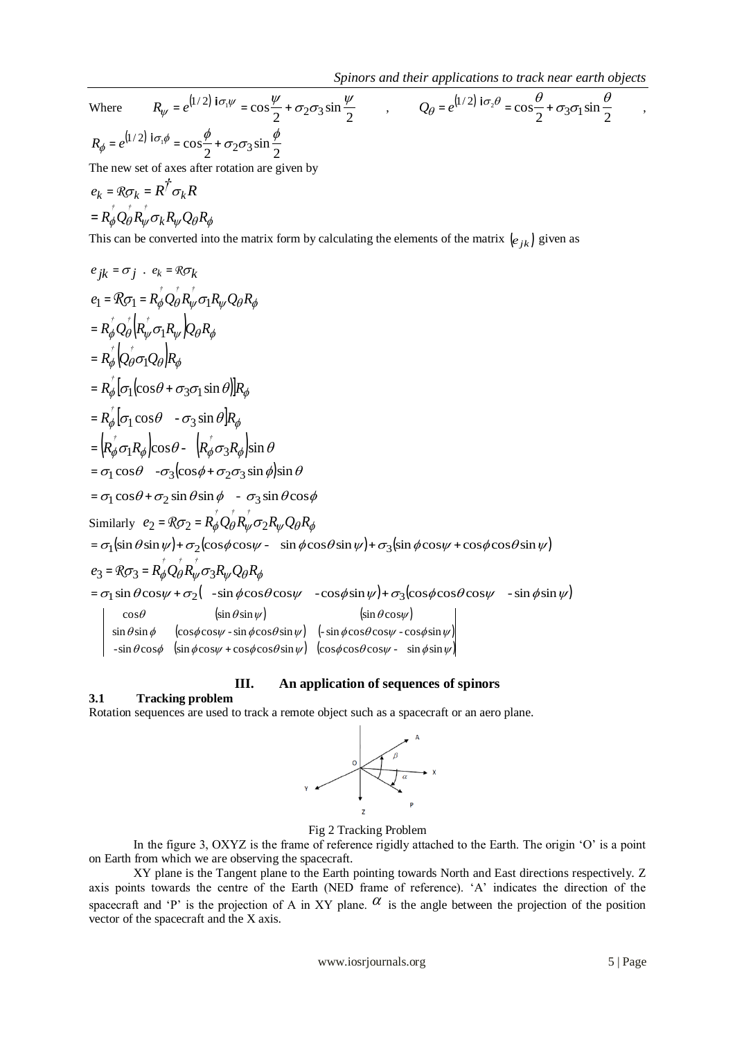Where $R_\psi = e^{(1/2)\,\mathrm{i}\sigma_1\psi} = \cos\frac{\psi}{2} + \sigma_2\sigma_3\sin\frac{\psi}{2}$ , $Q_\theta = e^{(1/2)\,\mathrm{i}\sigma_2\theta} = \cos\frac{\theta}{2} + \sigma_3\sigma_1\sin\frac{\theta}{2}$ ,

$R_\phi = e^{(1/2)\,\mathrm{i}\sigma_1\phi} = \cos\frac{\phi}{2} + \sigma_2\sigma_3\sin\frac{\phi}{2}$

The new set of axes after rotation are given by

$$e_k = \mathcal{R}\sigma_k = R^\dagger \sigma_k R$$

$$= R_\phi^\dagger Q_\theta^\dagger R_\psi^\dagger \sigma_k R_\psi Q_\theta R_\phi$$

This can be converted into the matrix form by calculating the elements of the matrix $(e_{jk})$ given as

$$e_{jk} = \sigma_j \, . \, e_k = \mathcal{R}\sigma_k$$

$$e_1 = \mathcal{R}\sigma_1 = R_\phi^\dagger Q_\theta^\dagger R_\psi^\dagger \sigma_1 R_\psi Q_\theta R_\phi$$

$$= R_\phi^\dagger Q_\theta^\dagger \left(R_\psi^\dagger \sigma_1 R_\psi\right) Q_\theta R_\phi$$

$$= R_\phi^\dagger \left(Q_\theta^\dagger \sigma_1 Q_\theta\right) R_\phi$$

$$= R_\phi^\dagger \left[\sigma_1 (\cos\theta + \sigma_3\sigma_1 \sin\theta)\right] R_\phi$$

$$= R_\phi^\dagger \left[\sigma_1 \cos\theta \;\; - \sigma_3 \sin\theta\right] R_\phi$$

$$= \left(R_\phi^\dagger \sigma_1 R_\phi\right)\cos\theta - \;\; \left(R_\phi^\dagger \sigma_3 R_\phi\right)\sin\theta$$

$$= \sigma_1 \cos\theta \;\; - \sigma_3 (\cos\phi + \sigma_2\sigma_3 \sin\phi)\sin\theta$$

$$= \sigma_1 \cos\theta + \sigma_2 \sin\theta \sin\phi \;\; - \;\sigma_3 \sin\theta\cos\phi$$

Similarly $e_2 = \mathcal{R}\sigma_2 = R_\phi^\dagger Q_\theta^\dagger R_\psi^\dagger \sigma_2 R_\psi Q_\theta R_\phi$

$$= \sigma_1 (\sin\theta \sin\psi) + \sigma_2 (\cos\phi\cos\psi - \;\; \sin\phi\cos\theta\sin\psi) + \sigma_3 (\sin\phi\cos\psi + \cos\phi\cos\theta\sin\psi)$$

$$e_3 = \mathcal{R}\sigma_3 = R_\phi^\dagger Q_\theta^\dagger R_\psi^\dagger \sigma_3 R_\psi Q_\theta R_\phi$$

$$= \sigma_1 \sin\theta\cos\psi + \sigma_2 ( \;\; -\sin\phi\cos\theta\cos\psi \;\; -\cos\phi\sin\psi) + \sigma_3 (\cos\phi\cos\theta\cos\psi \;\; - \sin\phi\sin\psi)$$

$$\begin{vmatrix} \cos\theta & (\sin\theta\sin\psi) & (\sin\theta\cos\psi) \\ \sin\theta\sin\phi & (\cos\phi\cos\psi - \sin\phi\cos\theta\sin\psi) & (-\sin\phi\cos\theta\cos\psi - \cos\phi\sin\psi) \\ -\sin\theta\cos\phi & (\sin\phi\cos\psi + \cos\phi\cos\theta\sin\psi) & (\cos\phi\cos\theta\cos\psi - \;\; \sin\phi\sin\psi) \end{vmatrix}$$

## III. An application of sequences of spinors

### 3.1 Tracking problem

Rotation sequences are used to track a remote object such as a spacecraft or an aero plane.

Fig 2 Tracking Problem

In the figure 3, OXYZ is the frame of reference rigidly attached to the Earth. The origin 'O' is a point on Earth from which we are observing the spacecraft.

XY plane is the Tangent plane to the Earth pointing towards North and East directions respectively. Z axis points towards the centre of the Earth (NED frame of reference). 'A' indicates the direction of the spacecraft and 'P' is the projection of A in XY plane. $\alpha$ is the angle between the projection of the position vector of the spacecraft and the X axis.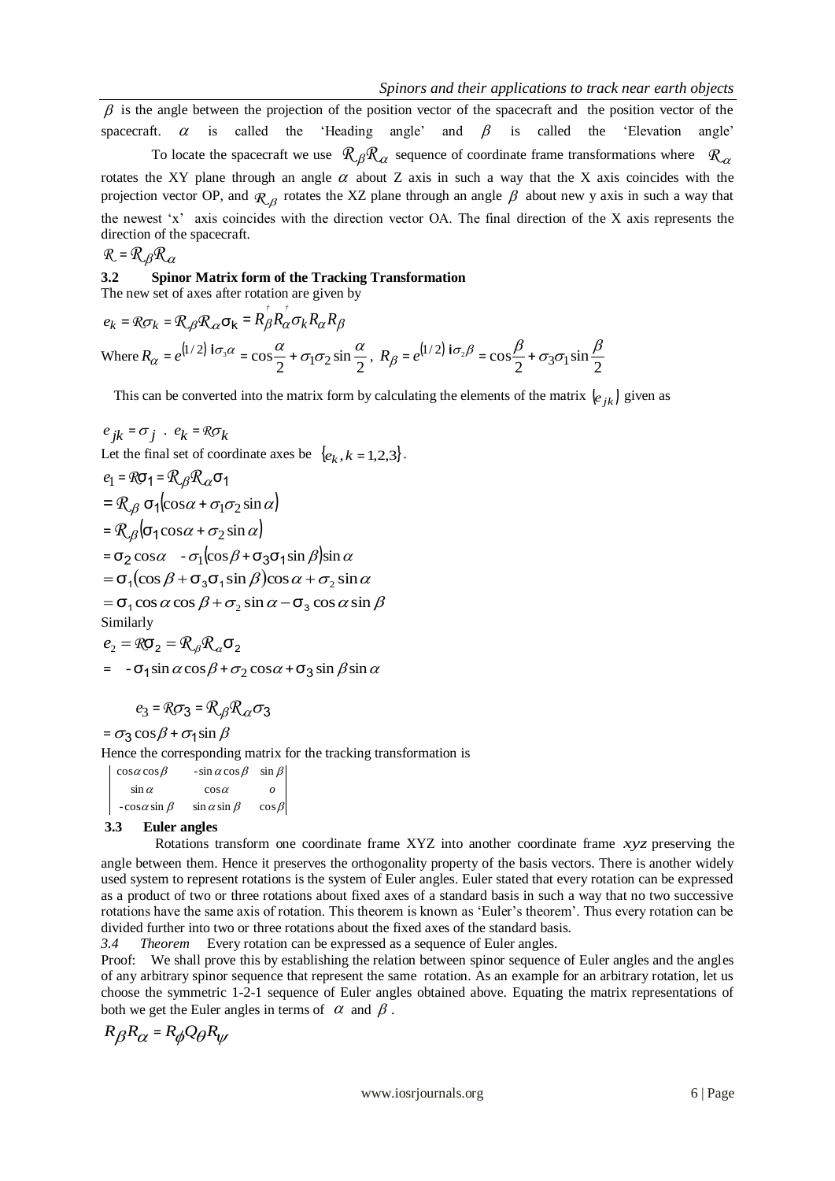$\beta$ is the angle between the projection of the position vector of the spacecraft and the position vector of the spacecraft. $\alpha$ is called the 'Heading angle' and $\beta$ is called the 'Elevation angle'

To locate the spacecraft we use $\mathcal{R}_\beta \mathcal{R}_\alpha$ sequence of coordinate frame transformations where $\mathcal{R}_\alpha$ rotates the XY plane through an angle $\alpha$ about Z axis in such a way that the X axis coincides with the projection vector OP, and $\mathcal{R}_\beta$ rotates the XZ plane through an angle $\beta$ about new y axis in such a way that the newest 'x' axis coincides with the direction vector OA. The final direction of the X axis represents the direction of the spacecraft.

$\mathcal{R} = \mathcal{R}_\beta \mathcal{R}_\alpha$

### 3.2 Spinor Matrix form of the Tracking Transformation

The new set of axes after rotation are given by

$$e_k = \mathcal{R}\sigma_k = \mathcal{R}_\beta \mathcal{R}_\alpha \sigma_k = R_\beta^\dagger R_\alpha^\dagger \sigma_k R_\alpha R_\beta$$

Where $R_\alpha = e^{(1/2)\, i\sigma_3\alpha} = \cos\frac{\alpha}{2} + \sigma_1\sigma_2 \sin\frac{\alpha}{2}$, $R_\beta = e^{(1/2)\, i\sigma_2\beta} = \cos\frac{\beta}{2} + \sigma_3\sigma_1 \sin\frac{\beta}{2}$

This can be converted into the matrix form by calculating the elements of the matrix $(e_{jk})$ given as

$$e_{jk} = \sigma_j \cdot e_k = \mathcal{R}\sigma_k$$

Let the final set of coordinate axes be $\{e_k, k = 1,2,3\}$.

$$
\begin{aligned}
e_1 &= \mathcal{R}\sigma_1 = \mathcal{R}_\beta \mathcal{R}_\alpha \sigma_1 \\
&= \mathcal{R}_\beta\, \sigma_1(\cos\alpha + \sigma_1\sigma_2 \sin\alpha) \\
&= \mathcal{R}_\beta(\sigma_1 \cos\alpha + \sigma_2 \sin\alpha) \\
&= \sigma_2 \cos\alpha \quad - \sigma_1(\cos\beta + \sigma_3\sigma_1 \sin\beta)\sin\alpha \\
&= \sigma_1(\cos\beta + \sigma_3\sigma_1 \sin\beta)\cos\alpha + \sigma_2 \sin\alpha \\
&= \sigma_1 \cos\alpha\cos\beta + \sigma_2 \sin\alpha - \sigma_3 \cos\alpha \sin\beta
\end{aligned}
$$

Similarly

$$
\begin{aligned}
e_2 &= \mathcal{R}\sigma_2 = \mathcal{R}_\beta \mathcal{R}_\alpha \sigma_2 \\
&= \; -\sigma_1 \sin\alpha\cos\beta + \sigma_2 \cos\alpha + \sigma_3 \sin\beta \sin\alpha
\end{aligned}
$$

$$
\begin{aligned}
e_3 &= \mathcal{R}\sigma_3 = \mathcal{R}_\beta \mathcal{R}_\alpha \sigma_3 \\
&= \sigma_3 \cos\beta + \sigma_1 \sin\beta
\end{aligned}
$$

Hence the corresponding matrix for the tracking transformation is

$$
\begin{vmatrix}
\cos\alpha\cos\beta & -\sin\alpha\cos\beta & \sin\beta \\
\sin\alpha & \cos\alpha & o \\
-\cos\alpha\sin\beta & \sin\alpha\sin\beta & \cos\beta
\end{vmatrix}
$$

### 3.3 Euler angles

Rotations transform one coordinate frame XYZ into another coordinate frame $xyz$ preserving the angle between them. Hence it preserves the orthogonality property of the basis vectors. There is another widely used system to represent rotations is the system of Euler angles. Euler stated that every rotation can be expressed as a product of two or three rotations about fixed axes of a standard basis in such a way that no two successive rotations have the same axis of rotation. This theorem is known as 'Euler's theorem'. Thus every rotation can be divided further into two or three rotations about the fixed axes of the standard basis.

*3.4 Theorem* Every rotation can be expressed as a sequence of Euler angles.

Proof: We shall prove this by establishing the relation between spinor sequence of Euler angles and the angles of any arbitrary spinor sequence that represent the same rotation. As an example for an arbitrary rotation, let us choose the symmetric 1-2-1 sequence of Euler angles obtained above. Equating the matrix representations of both we get the Euler angles in terms of $\alpha$ and $\beta$.

$$R_\beta R_\alpha = R_\phi Q_\theta R_\psi$$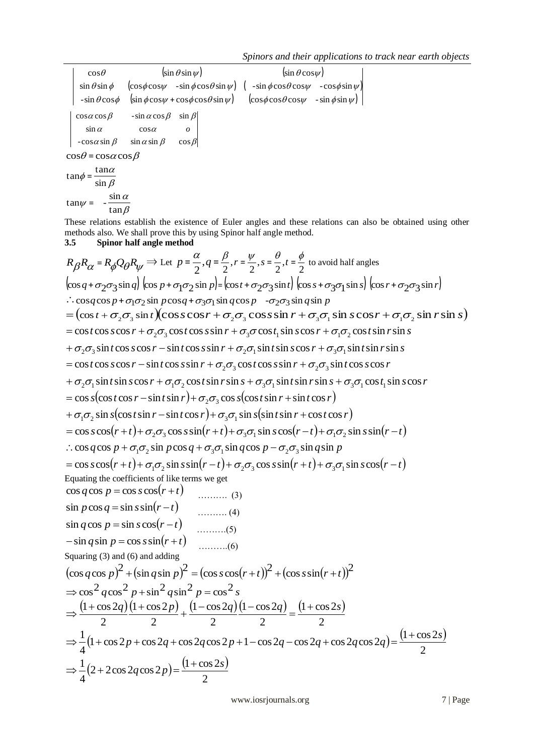$$\begin{vmatrix} \cos\theta & (\sin\theta\sin\psi) & (\sin\theta\cos\psi) \\ \sin\theta\sin\phi & (\cos\phi\cos\psi \;\; -\sin\phi\cos\theta\sin\psi) & (\;\; -\sin\phi\cos\theta\cos\psi \;\; -\cos\phi\sin\psi) \\ -\sin\theta\cos\phi & (\sin\phi\cos\psi + \cos\phi\cos\theta\sin\psi) & (\cos\phi\cos\theta\cos\psi \;\; -\sin\phi\sin\psi) \end{vmatrix}$$

$$\begin{vmatrix} \cos\alpha\cos\beta & -\sin\alpha\cos\beta & \sin\beta \\ \sin\alpha & \cos\alpha & o \\ -\cos\alpha\sin\beta & \sin\alpha\sin\beta & \cos\beta \end{vmatrix}$$

$$\cos\theta = \cos\alpha\cos\beta$$

$$\tan\phi = \frac{\tan\alpha}{\sin\beta}$$

$$\tan\psi = -\frac{\sin\alpha}{\tan\beta}$$

These relations establish the existence of Euler angles and these relations can also be obtained using other methods also. We shall prove this by using Spinor half angle method.

### 3.5 Spinor half angle method

$R_\beta R_\alpha = R_\phi Q_\theta R_\psi \Rightarrow$ Let $p = \dfrac{\alpha}{2}, q = \dfrac{\beta}{2}, r = \dfrac{\psi}{2}, s = \dfrac{\theta}{2}, t = \dfrac{\phi}{2}$ to avoid half angles

$$(\cos q + \sigma_2\sigma_3\sin q)\,(\cos p + \sigma_1\sigma_2\sin p) = (\cos t + \sigma_2\sigma_3\sin t)\,(\cos s + \sigma_3\sigma_1\sin s)\,(\cos r + \sigma_2\sigma_3\sin r)$$

$$\therefore \cos q\cos p + \sigma_1\sigma_2\sin p\cos q + \sigma_3\sigma_1\sin q\cos p \;\; -\sigma_2\sigma_3\sin q\sin p$$

$$= (\cos t + \sigma_2\sigma_3\sin t)(\cos s\cos r + \sigma_2\sigma_3\cos s\sin r + \sigma_3\sigma_1\sin s\cos r + \sigma_1\sigma_2\sin r\sin s)$$

$$= \cos t\cos s\cos r + \sigma_2\sigma_3\cos t\cos s\sin r + \sigma_3\sigma\cos t_1\sin s\cos r + \sigma_1\sigma_2\cos t\sin r\sin s$$

$$+ \sigma_2\sigma_3\sin t\cos s\cos r - \sin t\cos s\sin r + \sigma_2\sigma_1\sin t\sin s\cos r + \sigma_3\sigma_1\sin t\sin r\sin s$$

$$= \cos t\cos s\cos r - \sin t\cos s\sin r + \sigma_2\sigma_3\cos t\cos s\sin r + \sigma_2\sigma_3\sin t\cos s\cos r$$

$$+ \sigma_2\sigma_1\sin t\sin s\cos r + \sigma_1\sigma_2\cos t\sin r\sin s + \sigma_3\sigma_1\sin t\sin r\sin s + \sigma_3\sigma_1\cos t_1\sin s\cos r$$

$$= \cos s(\cos t\cos r - \sin t\sin r) + \sigma_2\sigma_3\cos s(\cos t\sin r + \sin t\cos r)$$

$$+ \sigma_1\sigma_2\sin s(\cos t\sin r - \sin t\cos r) + \sigma_3\sigma_1\sin s(\sin t\sin r + \cos t\cos r)$$

$$= \cos s\cos(r+t) + \sigma_2\sigma_3\cos s\sin(r+t) + \sigma_3\sigma_1\sin s\cos(r-t) + \sigma_1\sigma_2\sin s\sin(r-t)$$

$$\therefore \cos q\cos p + \sigma_1\sigma_2\sin p\cos q + \sigma_3\sigma_1\sin q\cos p - \sigma_2\sigma_3\sin q\sin p$$

$$= \cos s\cos(r+t) + \sigma_1\sigma_2\sin s\sin(r-t) + \sigma_2\sigma_3\cos s\sin(r+t) + \sigma_3\sigma_1\sin s\cos(r-t)$$

Equating the coefficients of like terms we get

$$\cos q\cos p = \cos s\cos(r+t) \quad \text{……….} \; (3)$$

$$\sin p\cos q = \sin s\sin(r-t) \quad \text{……….} \; (4)$$

$$\sin q\cos p = \sin s\cos(r-t) \quad \text{……….} (5)$$

$$-\sin q\sin p = \cos s\sin(r+t) \quad \text{……….} (6)$$

Squaring (3) and (6) and adding

$$(\cos q\cos p)^2 + (\sin q\sin p)^2 = (\cos s\cos(r+t))^2 + (\cos s\sin(r+t))^2$$

$$\Rightarrow \cos^2 q\cos^2 p + \sin^2 q\sin^2 p = \cos^2 s$$

$$\Rightarrow \frac{(1+\cos 2q)}{2}\frac{(1+\cos 2p)}{2} + \frac{(1-\cos 2q)}{2}\frac{(1-\cos 2q)}{2} = \frac{(1+\cos 2s)}{2}$$

$$\Rightarrow \frac{1}{4}(1 + \cos 2p + \cos 2q + \cos 2q\cos 2p + 1 - \cos 2q - \cos 2q + \cos 2q\cos 2q) = \frac{(1+\cos 2s)}{2}$$

$$\Rightarrow \frac{1}{4}(2 + 2\cos 2q\cos 2p) = \frac{(1+\cos 2s)}{2}$$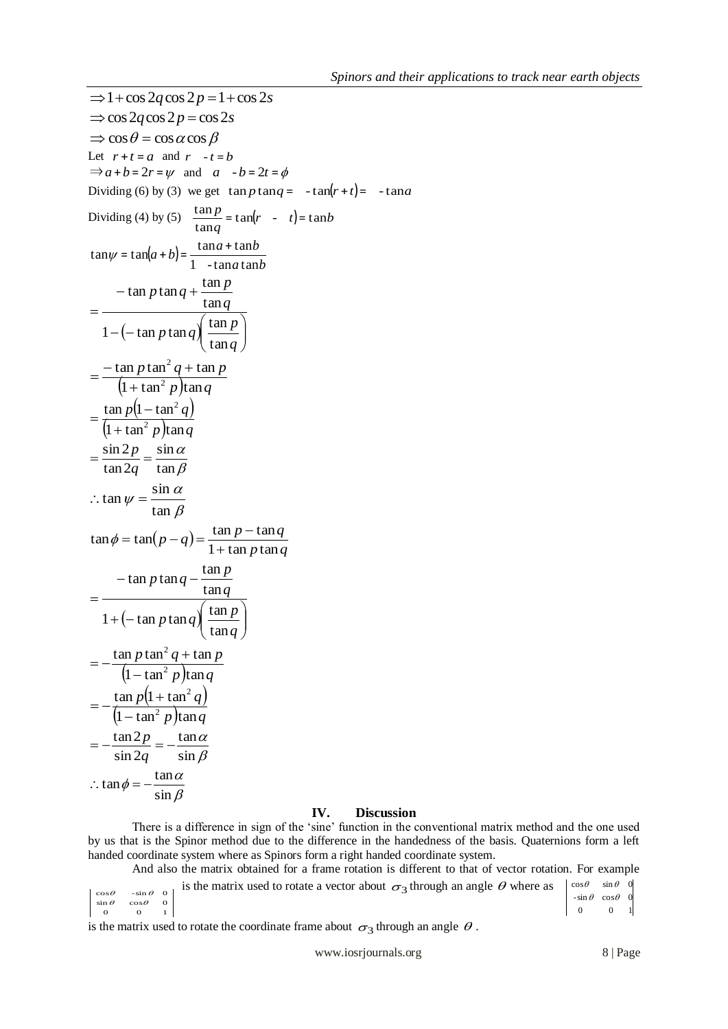$$\Rightarrow 1+\cos 2q\cos 2p = 1+\cos 2s$$

$$\Rightarrow \cos 2q\cos 2p = \cos 2s$$

$$\Rightarrow \cos\theta = \cos\alpha\cos\beta$$

Let $r+t=a$ and $r-t=b$

$\Rightarrow a+b=2r=\psi$ and $a-b=2t=\phi$

Dividing (6) by (3) we get $\tan p\tan q = -\tan(r+t) = -\tan a$

Dividing (4) by (5) $\dfrac{\tan p}{\tan q} = \tan(r-t) = \tan b$

$$\tan\psi = \tan(a+b) = \frac{\tan a+\tan b}{1-\tan a\tan b}$$

$$= \frac{-\tan p\tan q + \dfrac{\tan p}{\tan q}}{1-(-\tan p\tan q)\left(\dfrac{\tan p}{\tan q}\right)}$$

$$= \frac{-\tan p\tan^2 q+\tan p}{\left(1+\tan^2 p\right)\tan q}$$

$$= \frac{\tan p\left(1-\tan^2 q\right)}{\left(1+\tan^2 p\right)\tan q}$$

$$= \frac{\sin 2p}{\tan 2q} = \frac{\sin\alpha}{\tan\beta}$$

$$\therefore \tan\psi = \frac{\sin\alpha}{\tan\beta}$$

$$\tan\phi = \tan(p-q) = \frac{\tan p-\tan q}{1+\tan p\tan q}$$

$$= \frac{-\tan p\tan q - \dfrac{\tan p}{\tan q}}{1+(-\tan p\tan q)\left(\dfrac{\tan p}{\tan q}\right)}$$

$$= -\frac{\tan p\tan^2 q+\tan p}{\left(1-\tan^2 p\right)\tan q}$$

$$= -\frac{\tan p\left(1+\tan^2 q\right)}{\left(1-\tan^2 p\right)\tan q}$$

$$= -\frac{\tan 2p}{\sin 2q} = -\frac{\tan\alpha}{\sin\beta}$$

$$\therefore \tan\phi = -\frac{\tan\alpha}{\sin\beta}$$

## IV. Discussion

There is a difference in sign of the 'sine' function in the conventional matrix method and the one used by us that is the Spinor method due to the difference in the handedness of the basis. Quaternions form a left handed coordinate system where as Spinors form a right handed coordinate system.

And also the matrix obtained for a frame rotation is different to that of vector rotation. For example $\begin{vmatrix} \cos\theta & -\sin\theta & 0 \\ \sin\theta & \cos\theta & 0 \\ 0 & 0 & 1 \end{vmatrix}$ is the matrix used to rotate a vector about $\sigma_3$ through an angle $\theta$ where as $\begin{vmatrix} \cos\theta & \sin\theta & 0 \\ -\sin\theta & \cos\theta & 0 \\ 0 & 0 & 1 \end{vmatrix}$ is the matrix used to rotate the coordinate frame about $\sigma_3$ through an angle $\theta$.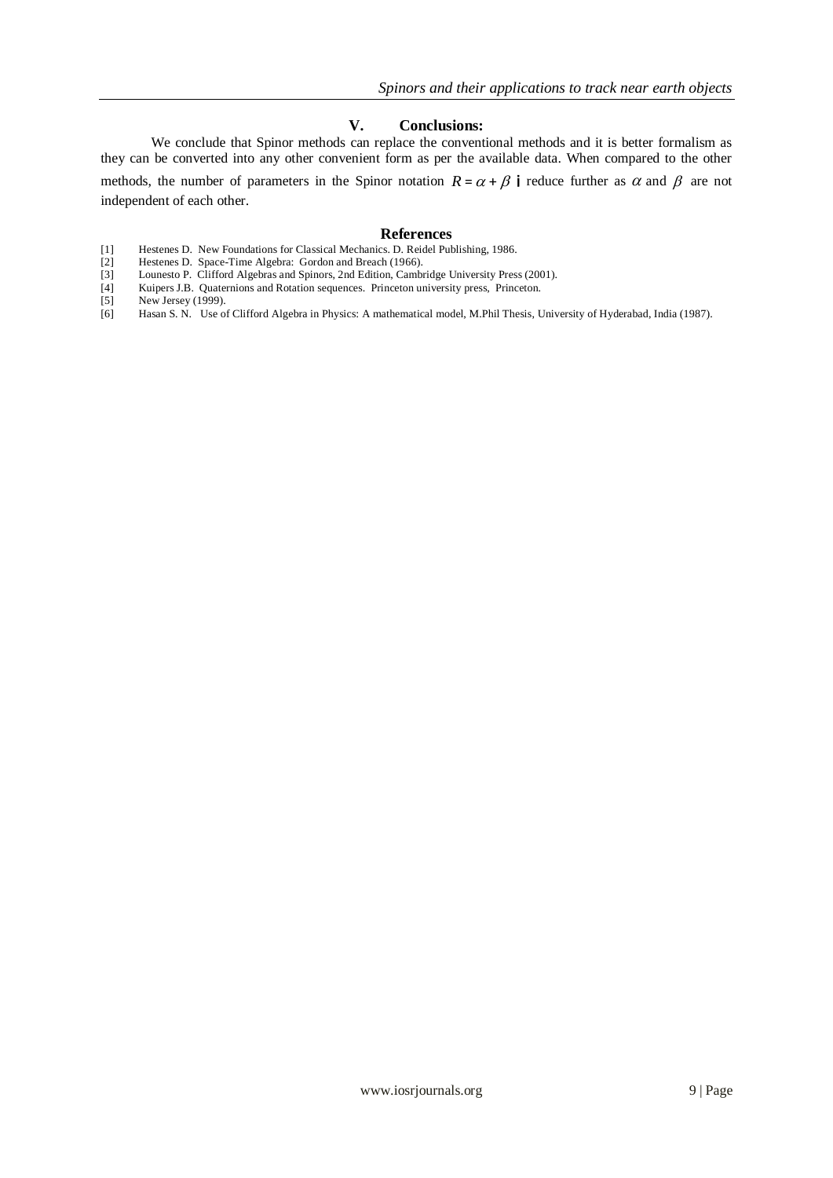## V. Conclusions:

We conclude that Spinor methods can replace the conventional methods and it is better formalism as they can be converted into any other convenient form as per the available data. When compared to the other methods, the number of parameters in the Spinor notation $R = \alpha + \beta\, \mathbf{i}$ reduce further as $\alpha$ and $\beta$ are not independent of each other.

## References

[1] Hestenes D. New Foundations for Classical Mechanics. D. Reidel Publishing, 1986.
[2] Hestenes D. Space-Time Algebra: Gordon and Breach (1966).
[3] Lounesto P. Clifford Algebras and Spinors, 2nd Edition, Cambridge University Press (2001).
[4] Kuipers J.B. Quaternions and Rotation sequences. Princeton university press, Princeton.
[5] New Jersey (1999).
[6] Hasan S. N. Use of Clifford Algebra in Physics: A mathematical model, M.Phil Thesis, University of Hyderabad, India (1987).